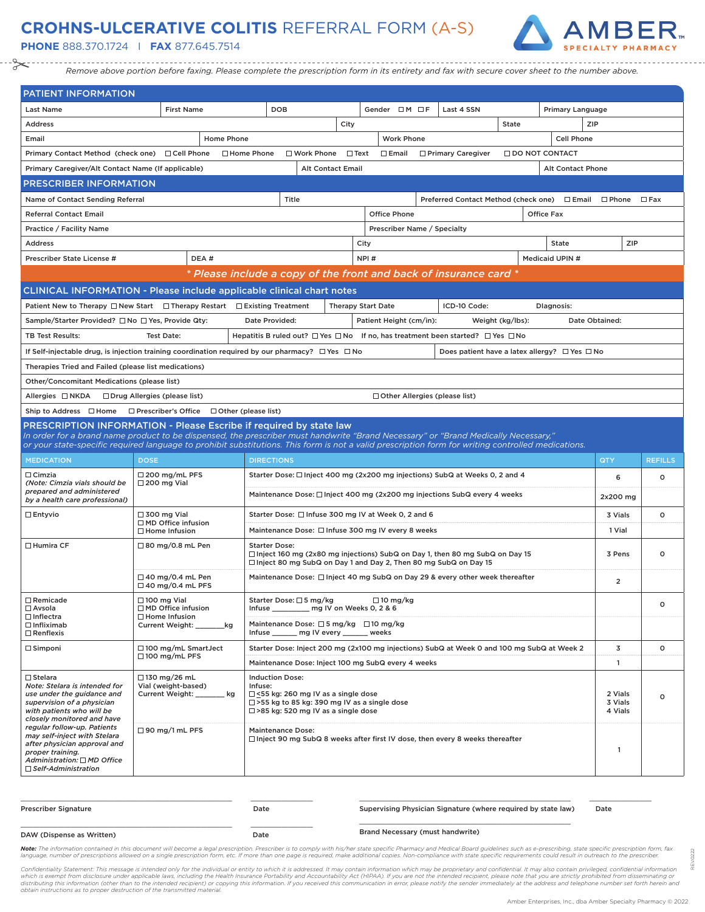# CROHNS-ULCERATIVE COLITIS REFERRAL FORM (A-S)

**PHONE** 888.370.1724 | **FAX** 877.645.7514

AMBER SPECIALTY PHARMACY

*Remove above portion before faxing. Please complete the prescription form in its entirety and fax with secure cover sheet to the number above.*

## PATIENT INFORMATION

| | | | | | |
|---|---|---|---|---|---|
| Last Name | First Name | DOB | Gender ☐M ☐F | Last 4 SSN | Primary Language |
| Address | | City | | State | ZIP |
| Email | Home Phone | | Work Phone | | Cell Phone |
| Primary Contact Method (check one) ☐Cell Phone ☐Home Phone ☐Work Phone ☐Text ☐Email ☐Primary Caregiver ☐DO NOT CONTACT | | | | | |
| Primary Caregiver/Alt Contact Name (If applicable) | | Alt Contact Email | | | Alt Contact Phone |

## PRESCRIBER INFORMATION

| | | | | |
|---|---|---|---|---|
| Name of Contact Sending Referral | Title | | Preferred Contact Method (check one) ☐Email ☐Phone ☐Fax | |
| Referral Contact Email | | Office Phone | | Office Fax |
| Practice / Facility Name | | Prescriber Name / Specialty | | |
| Address | | City | State | ZIP |
| Prescriber State License # | DEA # | NPI # | Medicaid UPIN # | |

*** Please include a copy of the front and back of insurance card ***

## CLINICAL INFORMATION - Please include applicable clinical chart notes

Patient New to Therapy ☐New Start ☐Therapy Restart ☐Existing Treatment | Therapy Start Date | ICD-10 Code: | Diagnosis:

Sample/Starter Provided? ☐No ☐Yes, Provide Qty: | Date Provided: | Patient Height (cm/in): | Weight (kg/lbs): | Date Obtained:

TB Test Results: | Test Date: | Hepatitis B ruled out? ☐Yes ☐No | If no, has treatment been started? ☐Yes ☐No

If Self-injectable drug, is injection training coordination required by our pharmacy? ☐Yes ☐No | Does patient have a latex allergy? ☐Yes ☐No

Therapies Tried and Failed (please list medications)

Other/Concomitant Medications (please list)

Allergies ☐NKDA ☐Drug Allergies (please list) | ☐Other Allergies (please list)

Ship to Address ☐Home ☐Prescriber's Office ☐Other (please list)

## PRESCRIPTION INFORMATION - Please Escribe if required by state law

*In order for a brand name product to be dispensed, the prescriber must handwrite "Brand Necessary" or "Brand Medically Necessary," or your state-specific required language to prohibit substitutions. This form is not a valid prescription form for writing controlled medications.*

| MEDICATION | DOSE | DIRECTIONS | QTY | REFILLS |
|---|---|---|---|---|
| ☐Cimzia *(Note: Cimzia vials should be prepared and administered by a health care professional)* | ☐200 mg/mL PFS<br>☐200 mg Vial | Starter Dose: ☐Inject 400 mg (2x200 mg injections) SubQ at Weeks 0, 2 and 4 | 6 | 0 |
| | | Maintenance Dose: ☐Inject 400 mg (2x200 mg injections SubQ every 4 weeks | 2x200 mg | |
| ☐Entyvio | ☐300 mg Vial<br>☐MD Office infusion<br>☐Home Infusion | Starter Dose: ☐Infuse 300 mg IV at Week 0, 2 and 6 | 3 Vials | 0 |
| | | Maintenance Dose: ☐Infuse 300 mg IV every 8 weeks | 1 Vial | |
| ☐Humira CF | ☐80 mg/0.8 mL Pen | Starter Dose:<br>☐Inject 160 mg (2x80 mg injections) SubQ on Day 1, then 80 mg SubQ on Day 15<br>☐Inject 80 mg SubQ on Day 1 and Day 2, Then 80 mg SubQ on Day 15 | 3 Pens | 0 |
| | ☐40 mg/0.4 mL Pen<br>☐40 mg/0.4 mL PFS | Maintenance Dose: ☐Inject 40 mg SubQ on Day 29 & every other week thereafter | 2 | |
| ☐Remicade<br>☐Avsola<br>☐Inflectra<br>☐Infliximab<br>☐Renflexis | ☐100 mg Vial<br>☐MD Office infusion<br>☐Home Infusion<br>Current Weight: _______kg | Starter Dose: ☐5 mg/kg ☐10 mg/kg<br>Infuse _________ mg IV on Weeks 0, 2 & 6 | | 0 |
| | | Maintenance Dose: ☐5 mg/kg ☐10 mg/kg<br>Infuse ______ mg IV every ______ weeks | | |
| ☐Simponi | ☐100 mg/mL SmartJect<br>☐100 mg/mL PFS | Starter Dose: Inject 200 mg (2x100 mg injections) SubQ at Week 0 and 100 mg SubQ at Week 2 | 3 | 0 |
| | | Maintenance Dose: Inject 100 mg SubQ every 4 weeks | 1 | |
| ☐Stelara<br>*Note: Stelara is intended for use under the guidance and supervision of a physician with patients who will be closely monitored and have regular follow-up. Patients may self-inject with Stelara after physician approval and proper training.*<br>*Administration:* ☐*MD Office*<br>☐*Self-Administration* | ☐130 mg/26 mL Vial (weight-based)<br>Current Weight: _______ kg | Induction Dose:<br>Infuse:<br>☐<55 kg: 260 mg IV as a single dose<br>☐>55 kg to 85 kg: 390 mg IV as a single dose<br>☐>85 kg: 520 mg IV as a single dose | 2 Vials<br>3 Vials<br>4 Vials | 0 |
| | ☐90 mg/1 mL PFS | Maintenance Dose:<br>☐Inject 90 mg SubQ 8 weeks after first IV dose, then every 8 weeks thereafter | 1 | |

Prescriber Signature ____________ Date ________ Supervising Physician Signature (where required by state law) ____________ Date ________

DAW (Dispense as Written) ____________ Date ________ Brand Necessary (must handwrite) ____________

***Note:*** *The information contained in this document will become a legal prescription. Prescriber is to comply with his/her state specific Pharmacy and Medical Board guidelines such as e-prescribing, state specific prescription form, fax language, number of prescriptions allowed on a single prescription form, etc. If more than one page is required, make additional copies. Non-compliance with state specific requirements could result in outreach to the prescriber.*

*Confidentiality Statement: This message is intended only for the individual or entity to which it is addressed. It may contain information which may be proprietary and confidential. It may also contain privileged, confidential information which is exempt from disclosure under applicable laws, including the Health Insurance Portability and Accountability Act (HIPAA). If you are not the intended recipient, please note that you are strictly prohibited from disseminating or distributing this information (other than to the intended recipient) or copying this information. If you received this communication in error, please notify the sender immediately at the address and telephone number set forth herein and obtain instructions as to proper destruction of the transmitted material.*

REX0222

Amber Enterprises, Inc., dba Amber Specialty Pharmacy © 2022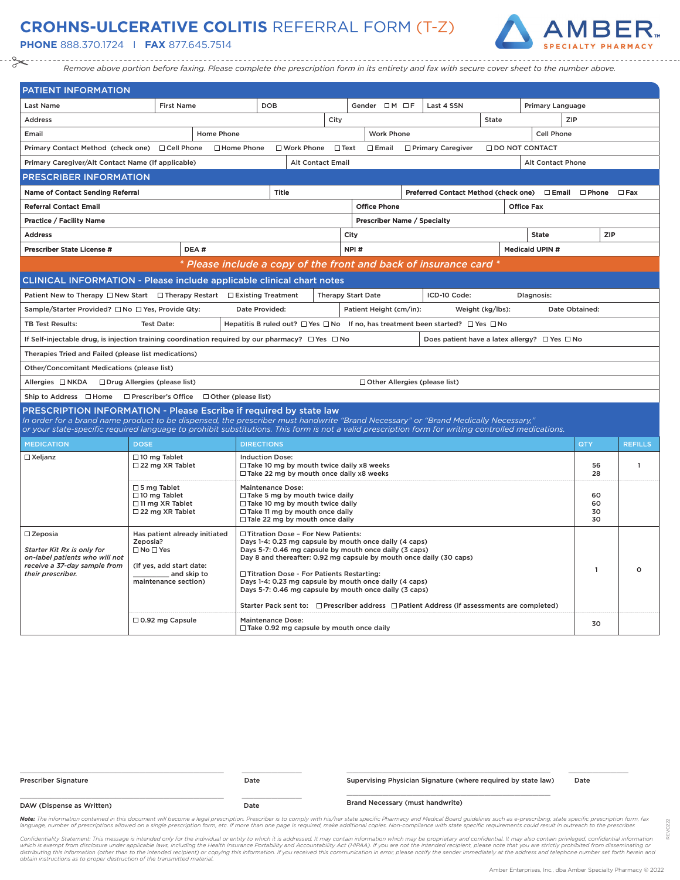# CROHNS-ULCERATIVE COLITIS REFERRAL FORM (T-Z)

**PHONE** 888.370.1724 | **FAX** 877.645.7514

AMBER SPECIALTY PHARMACY

*Remove above portion before faxing. Please complete the prescription form in its entirety and fax with secure cover sheet to the number above.*

## PATIENT INFORMATION

| | | | | | |
|---|---|---|---|---|---|
| Last Name | First Name | DOB | Gender ☐ M ☐ F | Last 4 SSN | Primary Language |
| Address | | City | | State | ZIP |
| Email | Home Phone | | Work Phone | | Cell Phone |

Primary Contact Method (check one) ☐ Cell Phone ☐ Home Phone ☐ Work Phone ☐ Text ☐ Email ☐ Primary Caregiver ☐ DO NOT CONTACT

| | | |
|---|---|---|
| Primary Caregiver/Alt Contact Name (If applicable) | Alt Contact Email | Alt Contact Phone |

## PRESCRIBER INFORMATION

| | | | | |
|---|---|---|---|---|
| **Name of Contact Sending Referral** | **Title** | **Preferred Contact Method (check one)** ☐ Email ☐ Phone ☐ Fax | | |
| **Referral Contact Email** | | **Office Phone** | **Office Fax** | |
| **Practice / Facility Name** | | **Prescriber Name / Specialty** | | |
| **Address** | | **City** | **State** | **ZIP** |
| **Prescriber State License #** | **DEA #** | **NPI #** | **Medicaid UPIN #** | |

*\* Please include a copy of the front and back of insurance card \**

## CLINICAL INFORMATION - Please include applicable clinical chart notes

Patient New to Therapy ☐ New Start ☐ Therapy Restart ☐ Existing Treatment | Therapy Start Date | ICD-10 Code: | Diagnosis:

Sample/Starter Provided? ☐ No ☐ Yes, Provide Qty: Date Provided: | Patient Height (cm/in): Weight (kg/lbs): Date Obtained:

TB Test Results: Test Date: | Hepatitis B ruled out? ☐ Yes ☐ No If no, has treatment been started? ☐ Yes ☐ No

If Self-injectable drug, is injection training coordination required by our pharmacy? ☐ Yes ☐ No | Does patient have a latex allergy? ☐ Yes ☐ No

Therapies Tried and Failed (please list medications)

Other/Concomitant Medications (please list)

Allergies ☐ NKDA ☐ Drug Allergies (please list) ☐ Other Allergies (please list)

Ship to Address ☐ Home ☐ Prescriber's Office ☐ Other (please list)

## PRESCRIPTION INFORMATION - Please Escribe if required by state law

*In order for a brand name product to be dispensed, the prescriber must handwrite "Brand Necessary" or "Brand Medically Necessary," or your state-specific required language to prohibit substitutions. This form is not a valid prescription form for writing controlled medications.*

| MEDICATION | DOSE | DIRECTIONS | QTY | REFILLS |
|---|---|---|---|---|
| ☐ Xeljanz | ☐ 10 mg Tablet<br>☐ 22 mg XR Tablet | Induction Dose:<br>☐ Take 10 mg by mouth twice daily x8 weeks<br>☐ Take 22 mg by mouth once daily x8 weeks | 56<br>28 | 1 |
| | ☐ 5 mg Tablet<br>☐ 10 mg Tablet<br>☐ 11 mg XR Tablet<br>☐ 22 mg XR Tablet | Maintenance Dose:<br>☐ Take 5 mg by mouth twice daily<br>☐ Take 10 mg by mouth twice daily<br>☐ Take 11 mg by mouth once daily<br>☐ Tale 22 mg by mouth once daily | 60<br>60<br>30<br>30 | |
| ☐ Zeposia<br><br>*Starter Kit Rx is only for on-label patients who will not receive a 37-day sample from their prescriber.* | Has patient already initiated Zeposia?<br>☐ No ☐ Yes<br><br>(If yes, add start date: __________ and skip to maintenance section) | ☐ Titration Dose – For New Patients:<br>Days 1-4: 0.23 mg capsule by mouth once daily (4 caps)<br>Days 5-7: 0.46 mg capsule by mouth once daily (3 caps)<br>Day 8 and thereafter: 0.92 mg capsule by mouth once daily (30 caps)<br><br>☐ Titration Dose - For Patients Restarting:<br>Days 1-4: 0.23 mg capsule by mouth once daily (4 caps)<br>Days 5-7: 0.46 mg capsule by mouth once daily (3 caps)<br><br>Starter Pack sent to: ☐ Prescriber address ☐ Patient Address (if assessments are completed) | 1 | 0 |
| | ☐ 0.92 mg Capsule | Maintenance Dose:<br>☐ Take 0.92 mg capsule by mouth once daily | 30 | |

Prescriber Signature ____________ Date ____________ Supervising Physician Signature (where required by state law) ____________ Date ____________

DAW (Dispense as Written) ____________ Date ____________ Brand Necessary (must handwrite) ____________

***Note:*** *The information contained in this document will become a legal prescription. Prescriber is to comply with his/her state specific Pharmacy and Medical Board guidelines such as e-prescribing, state specific prescription form, fax language, number of prescriptions allowed on a single prescription form, etc. If more than one page is required, make additional copies. Non-compliance with state specific requirements could result in outreach to the prescriber.*

*Confidentiality Statement: This message is intended only for the individual or entity to which it is addressed. It may contain information which may be proprietary and confidential. It may also contain privileged, confidential information which is exempt from disclosure under applicable laws, including the Health Insurance Portability and Accountability Act (HIPAA). If you are not the intended recipient, please note that you are strictly prohibited from disseminating or distributing this information (other than to the intended recipient) or copying this information. If you received this communication in error, please notify the sender immediately at the address and telephone number set forth herein and obtain instructions as to proper destruction of the transmitted material.*

REV0222

Amber Enterprises, Inc., dba Amber Specialty Pharmacy © 2022